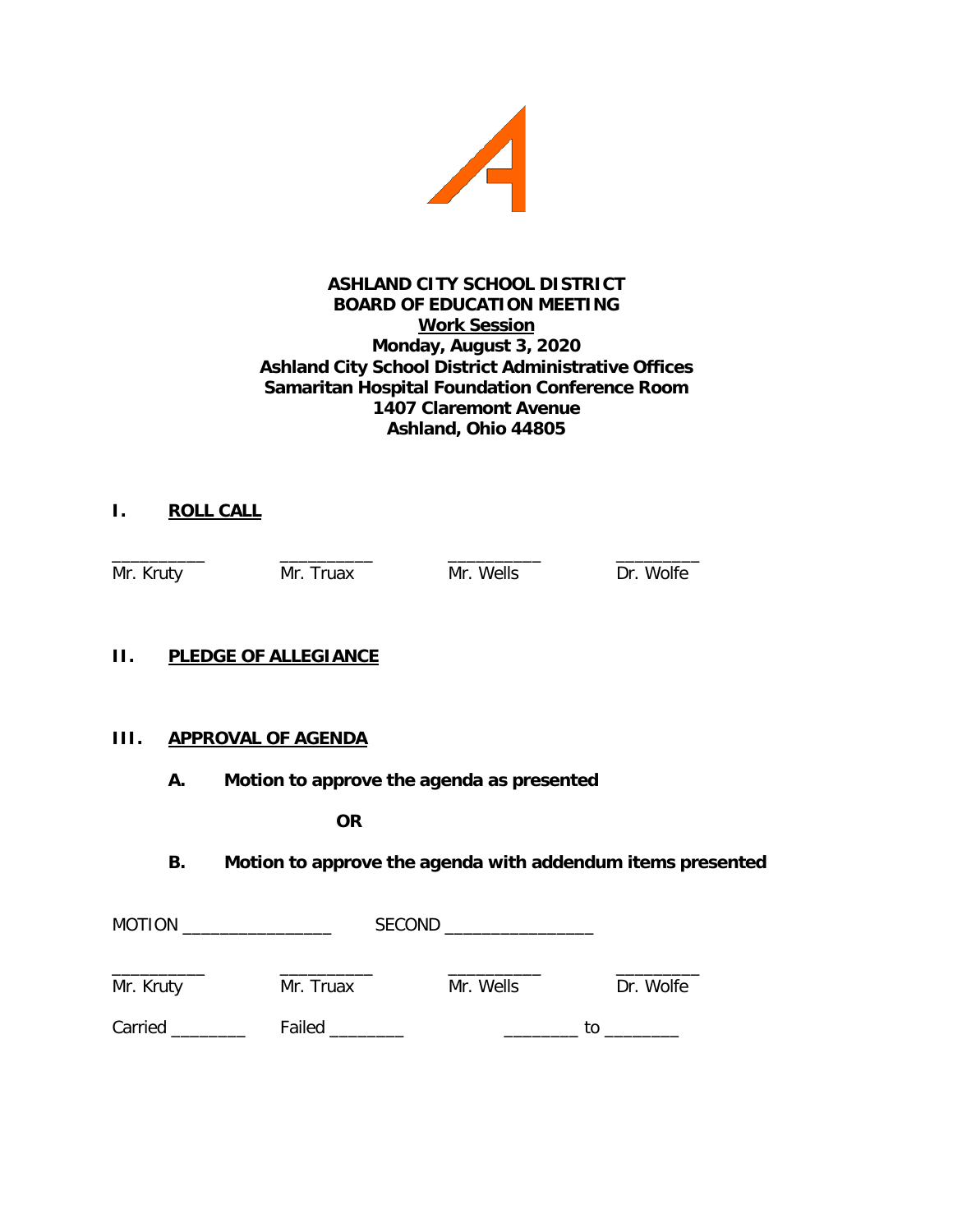**ASHLAND CITY SCHOOL DISTRICT**
**BOARD OF EDUCATION MEETING**
**Work Session**
**Monday, August 3, 2020**
**Ashland City School District Administrative Offices**
**Samaritan Hospital Foundation Conference Room**
**1407 Claremont Avenue**
**Ashland, Ohio 44805**

## I. ROLL CALL

| __________ | __________ | __________ | _________ |
|---|---|---|---|
| Mr. Kruty | Mr. Truax | Mr. Wells | Dr. Wolfe |

## II. PLEDGE OF ALLEGIANCE

## III. APPROVAL OF AGENDA

**A. Motion to approve the agenda as presented**

**OR**

**B. Motion to approve the agenda with addendum items presented**

MOTION ________________ SECOND ________________

| __________ | __________ | __________ | _________ |
|---|---|---|---|
| Mr. Kruty | Mr. Truax | Mr. Wells | Dr. Wolfe |

Carried ________ Failed ________ ________ to ________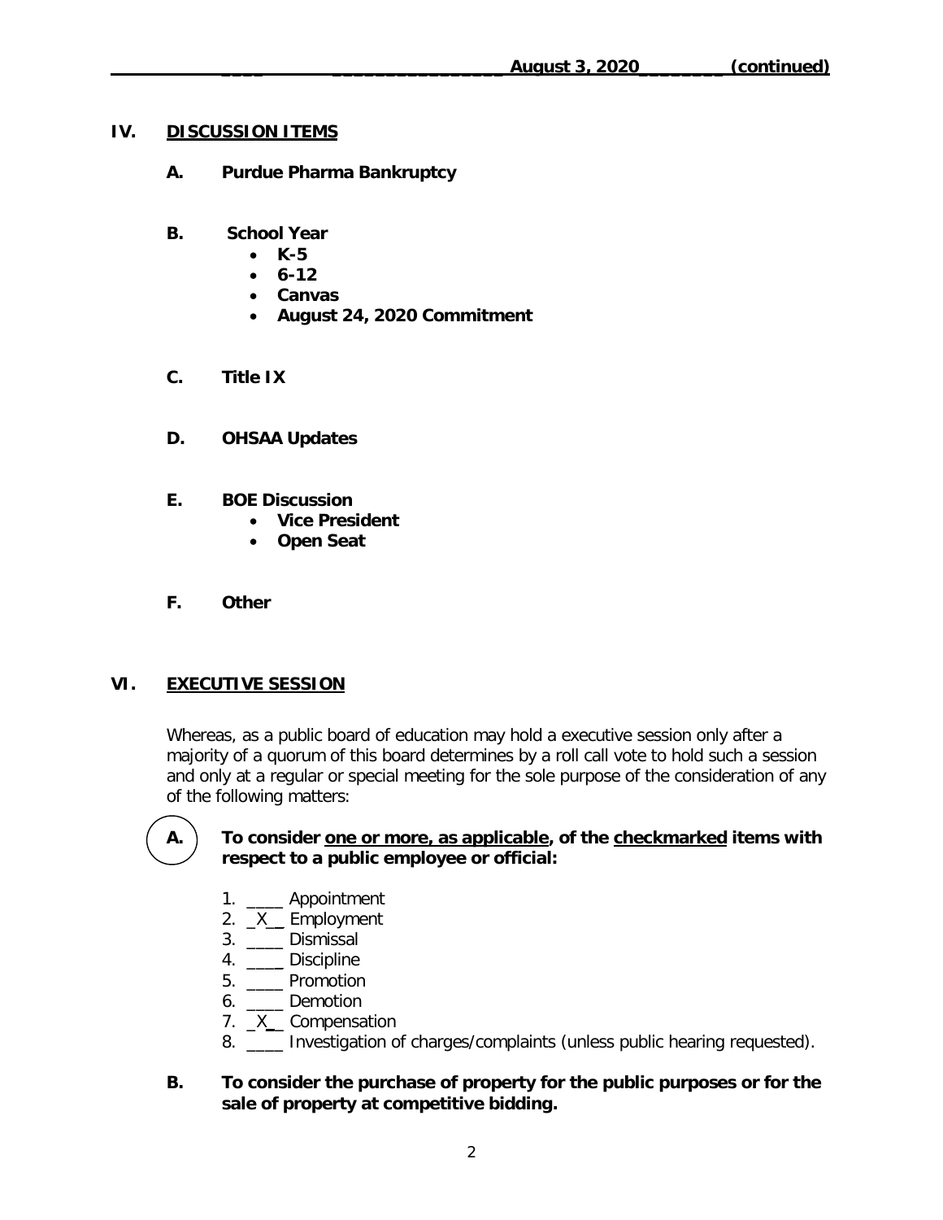## IV. DISCUSSION ITEMS

**A. Purdue Pharma Bankruptcy**

**B. School Year**

- **K-5**
- **6-12**
- **Canvas**
- **August 24, 2020 Commitment**

**C. Title IX**

**D. OHSAA Updates**

**E. BOE Discussion**

- **Vice President**
- **Open Seat**

**F. Other**

## VI. EXECUTIVE SESSION

Whereas, as a public board of education may hold a executive session only after a majority of a quorum of this board determines by a roll call vote to hold such a session and only at a regular or special meeting for the sole purpose of the consideration of any of the following matters:

**A. To consider one or more, as applicable, of the checkmarked items with respect to a public employee or official:**

1. ____ Appointment
2. _X__ Employment
3. ____ Dismissal
4. ____ Discipline
5. ____ Promotion
6. ____ Demotion
7. _X__ Compensation
8. ____ Investigation of charges/complaints (unless public hearing requested).

**B. To consider the purchase of property for the public purposes or for the sale of property at competitive bidding.**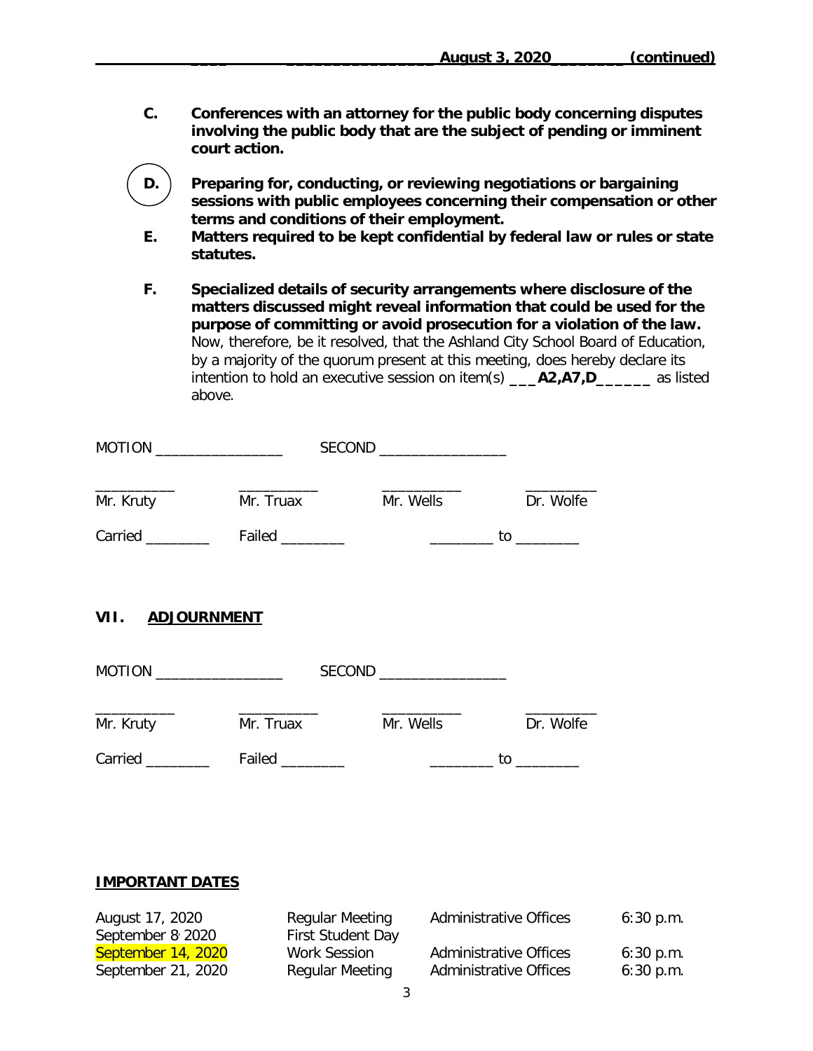**C. Conferences with an attorney for the public body concerning disputes involving the public body that are the subject of pending or imminent court action.**

**D. Preparing for, conducting, or reviewing negotiations or bargaining sessions with public employees concerning their compensation or other terms and conditions of their employment.**

**E. Matters required to be kept confidential by federal law or rules or state statutes.**

**F. Specialized details of security arrangements where disclosure of the matters discussed might reveal information that could be used for the purpose of committing or avoid prosecution for a violation of the law.**

Now, therefore, be it resolved, that the Ashland City School Board of Education, by a majority of the quorum present at this meeting, does hereby declare its intention to hold an executive session on item(s) ___**A2,A7,D**______ as listed above.

MOTION ________________ SECOND ________________

| __________ | __________ | __________ | _________ |
|---|---|---|---|
| Mr. Kruty | Mr. Truax | Mr. Wells | Dr. Wolfe |

Carried ________ Failed ________ ________ to ________

## VII. ADJOURNMENT

MOTION ________________ SECOND ________________

| __________ | __________ | __________ | _________ |
|---|---|---|---|
| Mr. Kruty | Mr. Truax | Mr. Wells | Dr. Wolfe |

Carried ________ Failed ________ ________ to ________

## IMPORTANT DATES

| | | | |
|---|---|---|---|
| August 17, 2020 | Regular Meeting | Administrative Offices | 6:30 p.m. |
| September 8, 2020 | First Student Day | | |
| September 14, 2020 | Work Session | Administrative Offices | 6:30 p.m. |
| September 21, 2020 | Regular Meeting | Administrative Offices | 6:30 p.m. |